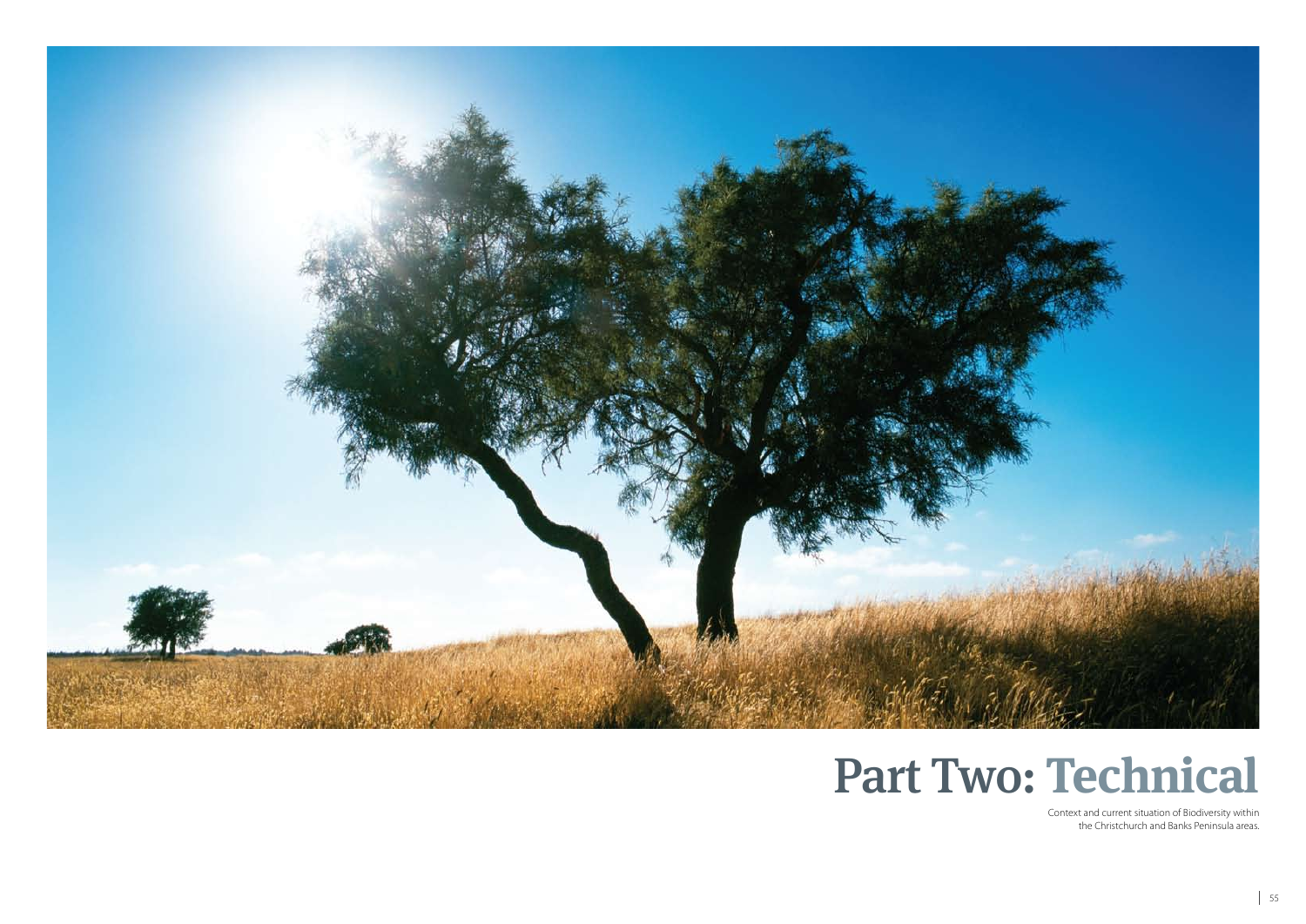# Part Two: Technical

Context and current situation of Biodiversity within the Christchurch and Banks Peninsula areas.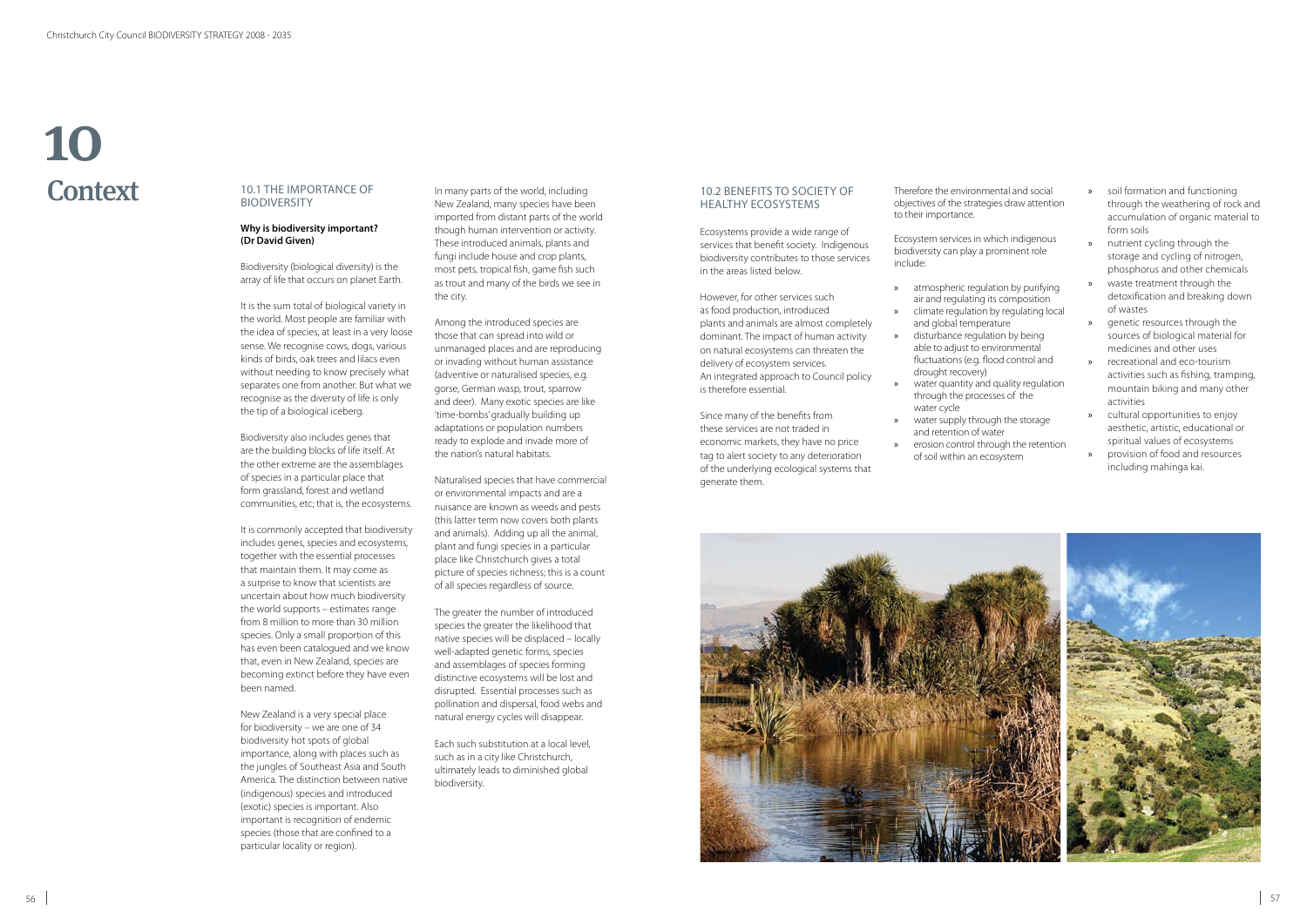# 10 Context

## 10.1 THE IMPORTANCE OF BIODIVERSITY

**Why is biodiversity important? (Dr David Given)**

Biodiversity (biological diversity) is the array of life that occurs on planet Earth.

It is the sum total of biological variety in the world. Most people are familiar with the idea of species, at least in a very loose sense. We recognise cows, dogs, various kinds of birds, oak trees and lilacs even without needing to know precisely what separates one from another. But what we recognise as the diversity of life is only the tip of a biological iceberg.

Biodiversity also includes genes that are the building blocks of life itself. At the other extreme are the assemblages of species in a particular place that form grassland, forest and wetland communities, etc; that is, the ecosystems.

It is commonly accepted that biodiversity includes genes, species and ecosystems, together with the essential processes that maintain them. It may come as a surprise to know that scientists are uncertain about how much biodiversity the world supports – estimates range from 8 million to more than 30 million species. Only a small proportion of this has even been catalogued and we know that, even in New Zealand, species are becoming extinct before they have even been named.

New Zealand is a very special place for biodiversity – we are one of 34 biodiversity hot spots of global importance, along with places such as the jungles of Southeast Asia and South America. The distinction between native (indigenous) species and introduced (exotic) species is important. Also important is recognition of endemic species (those that are confined to a particular locality or region).

In many parts of the world, including New Zealand, many species have been imported from distant parts of the world though human intervention or activity. These introduced animals, plants and fungi include house and crop plants, most pets, tropical fish, game fish such as trout and many of the birds we see in the city.

Among the introduced species are those that can spread into wild or unmanaged places and are reproducing or invading without human assistance (adventive or naturalised species, e.g. gorse, German wasp, trout, sparrow and deer). Many exotic species are like 'time-bombs' gradually building up adaptations or population numbers ready to explode and invade more of the nation's natural habitats.

Naturalised species that have commercial or environmental impacts and are a nuisance are known as weeds and pests (this latter term now covers both plants and animals). Adding up all the animal, plant and fungi species in a particular place like Christchurch gives a total picture of species richness; this is a count of all species regardless of source.

The greater the number of introduced species the greater the likelihood that native species will be displaced – locally well-adapted genetic forms, species and assemblages of species forming distinctive ecosystems will be lost and disrupted. Essential processes such as pollination and dispersal, food webs and natural energy cycles will disappear.

Each such substitution at a local level, such as in a city like Christchurch, ultimately leads to diminished global biodiversity.

## 10.2 BENEFITS TO SOCIETY OF HEALTHY ECOSYSTEMS

Ecosystems provide a wide range of services that benefit society. Indigenous biodiversity contributes to those services in the areas listed below.

However, for other services such as food production, introduced plants and animals are almost completely dominant. The impact of human activity on natural ecosystems can threaten the delivery of ecosystem services. An integrated approach to Council policy is therefore essential.

Since many of the benefits from these services are not traded in economic markets, they have no price tag to alert society to any deterioration of the underlying ecological systems that generate them.

Therefore the environmental and social objectives of the strategies draw attention to their importance.

Ecosystem services in which indigenous biodiversity can play a prominent role include:

- atmospheric regulation by purifying air and regulating its composition
- climate regulation by regulating local and global temperature
- disturbance regulation by being able to adjust to environmental fluctuations (e.g. flood control and drought recovery)
- water quantity and quality regulation through the processes of the water cycle
- water supply through the storage and retention of water
- erosion control through the retention of soil within an ecosystem
- soil formation and functioning through the weathering of rock and accumulation of organic material to form soils
- nutrient cycling through the storage and cycling of nitrogen, phosphorus and other chemicals
- waste treatment through the detoxification and breaking down of wastes
- genetic resources through the sources of biological material for medicines and other uses
- recreational and eco-tourism activities such as fishing, tramping, mountain biking and many other activities
- cultural opportunities to enjoy aesthetic, artistic, educational or spiritual values of ecosystems
- provision of food and resources including mahinga kai.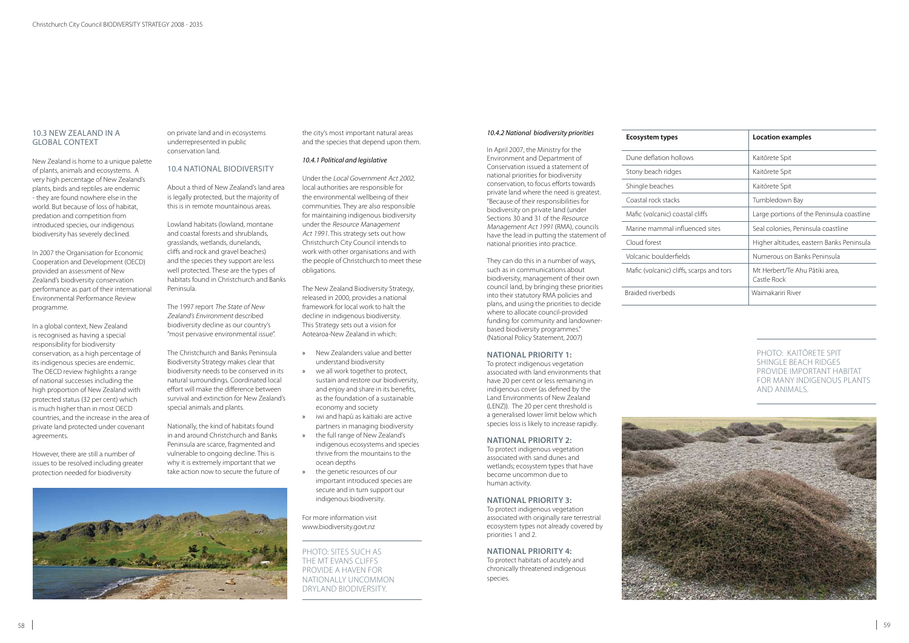## 10.3 NEW ZEALAND IN A GLOBAL CONTEXT

New Zealand is home to a unique palette of plants, animals and ecosystems. A very high percentage of New Zealand's plants, birds and reptiles are endemic - they are found nowhere else in the world. But because of loss of habitat, predation and competition from introduced species, our indigenous biodiversity has severely declined.

In 2007 the Organisation for Economic Cooperation and Development (OECD) provided an assessment of New Zealand's biodiversity conservation performance as part of their international Environmental Performance Review programme.

In a global context, New Zealand is recognised as having a special responsibility for biodiversity conservation, as a high percentage of its indigenous species are endemic. The OECD review highlights a range of national successes including the high proportion of New Zealand with protected status (32 per cent) which is much higher than in most OECD countries, and the increase in the area of private land protected under covenant agreements.

However, there are still a number of issues to be resolved including greater protection needed for biodiversity on private land and in ecosystems underrepresented in public conservation land.

## 10.4 NATIONAL BIODIVERSITY

About a third of New Zealand's land area is legally protected, but the majority of this is in remote mountainous areas.

Lowland habitats (lowland, montane and coastal forests and shrublands, grasslands, wetlands, dunelands, cliffs and rock and gravel beaches) and the species they support are less well protected. These are the types of habitats found in Christchurch and Banks Peninsula.

The 1997 report *The State of New Zealand's Environment* described biodiversity decline as our country's "most pervasive environmental issue".

The Christchurch and Banks Peninsula Biodiversity Strategy makes clear that biodiversity needs to be conserved in its natural surroundings. Coordinated local effort will make the difference between survival and extinction for New Zealand's special animals and plants.

Nationally, the kind of habitats found in and around Christchurch and Banks Peninsula are scarce, fragmented and vulnerable to ongoing decline. This is why it is extremely important that we take action now to secure the future of the city's most important natural areas and the species that depend upon them.

PHOTO: SITES SUCH AS THE MT EVANS CLIFFS PROVIDE A HAVEN FOR NATIONALLY UNCOMMON DRYLAND BIODIVERSITY.

### *10.4.1 Political and legislative*

Under the *Local Government Act 2002*, local authorities are responsible for the environmental wellbeing of their communities. They are also responsible for maintaining indigenous biodiversity under the *Resource Management Act 1991*. This strategy sets out how Christchurch City Council intends to work with other organisations and with the people of Christchurch to meet these obligations.

The New Zealand Biodiversity Strategy, released in 2000, provides a national framework for local work to halt the decline in indigenous biodiversity. This Strategy sets out a vision for Aotearoa-New Zealand in which:

- New Zealanders value and better understand biodiversity
- we all work together to protect, sustain and restore our biodiversity, and enjoy and share in its benefits, as the foundation of a sustainable economy and society
- iwi and hapū as kaitiaki are active partners in managing biodiversity
- the full range of New Zealand's indigenous ecosystems and species thrive from the mountains to the ocean depths
- the genetic resources of our important introduced species are secure and in turn support our indigenous biodiversity.

For more information visit www.biodiversity.govt.nz

### *10.4.2 National biodiversity priorities*

In April 2007, the Ministry for the Environment and Department of Conservation issued a statement of national priorities for biodiversity conservation, to focus efforts towards private land where the need is greatest. "Because of their responsibilities for biodiversity on private land (under Sections 30 and 31 of the *Resource Management Act 1991* (RMA), councils have the lead in putting the statement of national priorities into practice.

They can do this in a number of ways, such as in communications about biodiversity, management of their own council land, by bringing these priorities into their statutory RMA policies and plans, and using the priorities to decide where to allocate council-provided funding for community and landowner-based biodiversity programmes." (National Policy Statement, 2007)

**NATIONAL PRIORITY 1:**
To protect indigenous vegetation associated with land environments that have 20 per cent or less remaining in indigenous cover (as defined by the Land Environments of New Zealand (LENZ)). The 20 per cent threshold is a generalised lower limit below which species loss is likely to increase rapidly.

**NATIONAL PRIORITY 2:**
To protect indigenous vegetation associated with sand dunes and wetlands; ecosystem types that have become uncommon due to human activity.

**NATIONAL PRIORITY 3:**
To protect indigenous vegetation associated with originally rare terrestrial ecosystem types not already covered by priorities 1 and 2.

**NATIONAL PRIORITY 4:**
To protect habitats of acutely and chronically threatened indigenous species.

| Ecosystem types | Location examples |
|---|---|
| Dune deflation hollows | Kaitōrete Spit |
| Stony beach ridges | Kaitōrete Spit |
| Shingle beaches | Kaitōrete Spit |
| Coastal rock stacks | Tumbledown Bay |
| Mafic (volcanic) coastal cliffs | Large portions of the Peninsula coastline |
| Marine mammal influenced sites | Seal colonies, Peninsula coastline |
| Cloud forest | Higher altitudes, eastern Banks Peninsula |
| Volcanic boulderfields | Numerous on Banks Peninsula |
| Mafic (volcanic) cliffs, scarps and tors | Mt Herbert/Te Ahu Pātiki area, Castle Rock |
| Braided riverbeds | Waimakariri River |

PHOTO: KAITŌRETE SPIT SHINGLE BEACH RIDGES PROVIDE IMPORTANT HABITAT FOR MANY INDIGENOUS PLANTS AND ANIMALS.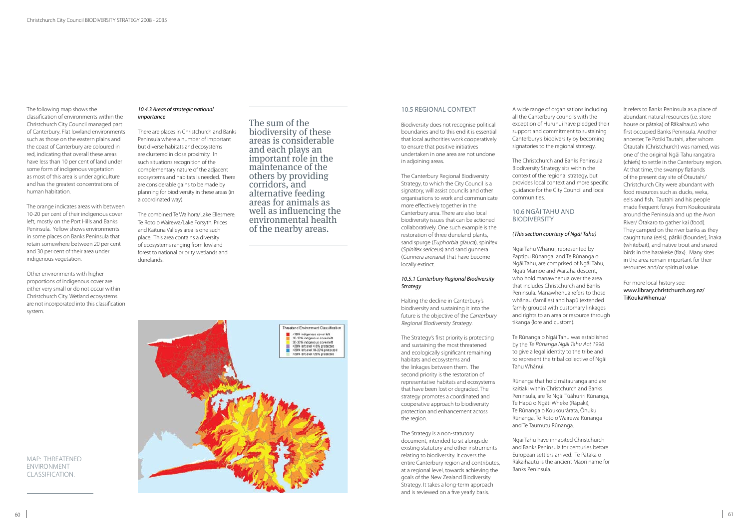The following map shows the classification of environments within the Christchurch City Council managed part of Canterbury. Flat lowland environments such as those on the eastern plains and the coast of Canterbury are coloured in red, indicating that overall these areas have less than 10 per cent of land under some form of indigenous vegetation as most of this area is under agriculture and has the greatest concentrations of human habitation.

The orange indicates areas with between 10-20 per cent of their indigenous cover left, mostly on the Port Hills and Banks Peninsula. Yellow shows environments in some places on Banks Peninsula that retain somewhere between 20 per cent and 30 per cent of their area under indigenous vegetation.

Other environments with higher proportions of indigenous cover are either very small or do not occur within Christchurch City. Wetland ecosystems are not incorporated into this classification system.

*10.4.3 Areas of strategic national importance*

There are places in Christchurch and Banks Peninsula where a number of important but diverse habitats and ecosystems are clustered in close proximity. In such situations recognition of the complementary nature of the adjacent ecosystems and habitats is needed. There are considerable gains to be made by planning for biodiversity in these areas (in a coordinated way).

The combined Te Waihora/Lake Ellesmere, Te Roto o Wairewa/Lake Forsyth, Prices and Kaituna Valleys area is one such place. This area contains a diversity of ecosystems ranging from lowland forest to national priority wetlands and dunelands.

> The sum of the biodiversity of these areas is considerable and each plays an important role in the maintenance of the others by providing corridors, and alternative feeding areas for animals as well as influencing the environmental health of the nearby areas.

Threatened Environment Classification
- <10% indigenous cover left
- 10-20% indigenous cover left
- 20-30% indigenous cover left
- >30% left and <10% protected
- >30% left and 10-20% protected
- >20% left and >20% protected

MAP: THREATENED ENVIRONMENT CLASSIFICATION.

## 10.5 REGIONAL CONTEXT

Biodiversity does not recognise political boundaries and to this end it is essential that local authorities work cooperatively to ensure that positive initiatives undertaken in one area are not undone in adjoining areas.

The Canterbury Regional Biodiversity Strategy, to which the City Council is a signatory, will assist councils and other organisations to work and communicate more effectively together in the Canterbury area. There are also local biodiversity issues that can be actioned collaboratively. One such example is the restoration of three duneland plants, sand spurge (*Euphorbia glauca*), spinifex (*Spinifex sericeus*) and sand gunnera (*Gunnera arenaria*) that have become locally extinct.

*10.5.1 Canterbury Regional Biodiversity Strategy*

Halting the decline in Canterbury's biodiversity and sustaining it into the future is the objective of the *Canterbury Regional Biodiversity Strategy*.

The Strategy's first priority is protecting and sustaining the most threatened and ecologically significant remaining habitats and ecosystems and the linkages between them. The second priority is the restoration of representative habitats and ecosystems that have been lost or degraded. The strategy promotes a coordinated and cooperative approach to biodiversity protection and enhancement across the region.

The Strategy is a non-statutory document, intended to sit alongside existing statutory and other instruments relating to biodiversity. It covers the entire Canterbury region and contributes, at a regional level, towards achieving the goals of the New Zealand Biodiversity Strategy. It takes a long-term approach and is reviewed on a five yearly basis.

A wide range of organisations including all the Canterbury councils with the exception of Hurunui have pledged their support and commitment to sustaining Canterbury's biodiversity by becoming signatories to the regional strategy.

The Christchurch and Banks Peninsula Biodiversity Strategy sits within the context of the regional strategy, but provides local context and more specific guidance for the City Council and local communities.

## 10.6 NGĀI TAHU AND BIODIVERSITY

*(This section courtesy of Ngāi Tahu)*

Ngāi Tahu Whānui, represented by Paptipu Rūnanga and Te Rūnanga o Ngāi Tahu, are comprised of Ngāi Tahu, Ngāti Māmoe and Waitaha descent, who hold manawhenua over the area that includes Christchurch and Banks Peninsula. Manawhenua refers to those whānau (families) and hapū (extended family groups) with customary linkages and rights to an area or resource through tikanga (lore and custom).

Te Rūnanga o Ngāi Tahu was established by the *Te Rūnanga Ngāi Tahu Act 1996* to give a legal identity to the tribe and to represent the tribal collective of Ngāi Tahu Whānui.

Rūnanga that hold mātauranga and are kaitiaki within Christchurch and Banks Peninsula, are Te Ngāi Tūāhuriri Rūnanga, Te Hapū o Ngāti Wheke (Rāpaki), Te Rūnanga o Koukourārata, Ōnuku Rūnanga, Te Roto o Wairewa Rūnanga and Te Taumutu Rūnanga.

Ngāi Tahu have inhabited Christchurch and Banks Peninsula for centuries before European settlers arrived. Te Pātaka o Rākaihautū is the ancient Māori name for Banks Peninsula.

It refers to Banks Peninsula as a place of abundant natural resources (i.e. store house or pātaka) of Rākaihautū who first occupied Banks Peninsula. Another ancester, Te Potiki Tautahi, after whom Ōtautahi (Christchurch) was named, was one of the original Ngāi Tahu rangatira (chiefs) to settle in the Canterbury region. At that time, the swampy flatlands of the present day site of Ōtautahi/ Christchurch City were abundant with food resources such as ducks, weka, eels and fish. Tautahi and his people made frequent forays from Koukourārata around the Peninsula and up the Avon River/ Ōtakaro to gather kai (food). They camped on the river banks as they caught tuna (eels), pātiki (flounder), īnaka (whitebait), and native trout and snared birds in the harakeke (flax). Many sites in the area remain important for their resources and/or spiritual value.

For more local history see: www.library.christchurch.org.nz/TiKoukaWhenua/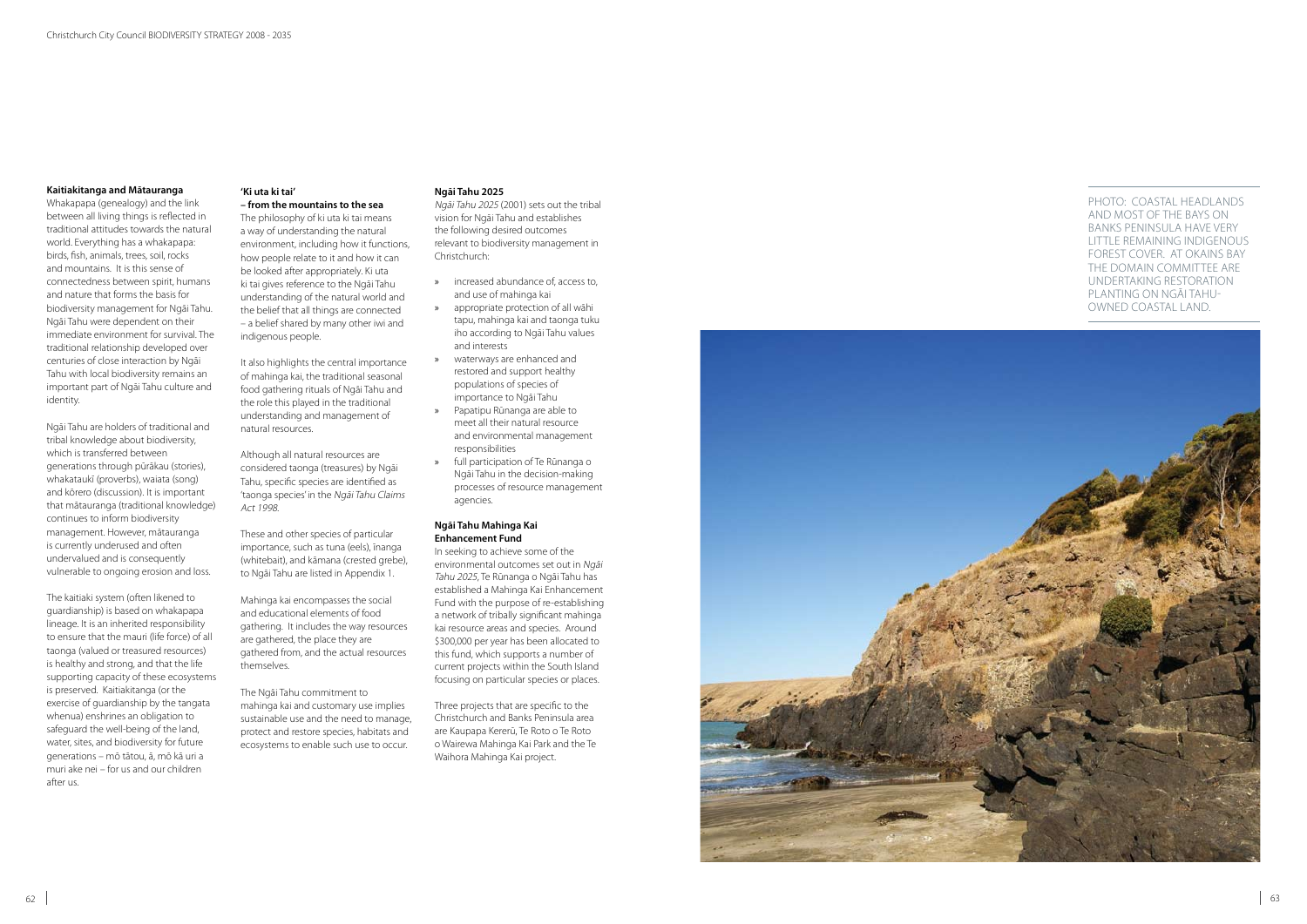### Kaitiakitanga and Mātauranga

Whakapapa (genealogy) and the link between all living things is reflected in traditional attitudes towards the natural world. Everything has a whakapapa: birds, fish, animals, trees, soil, rocks and mountains. It is this sense of connectedness between spirit, humans and nature that forms the basis for biodiversity management for Ngāi Tahu. Ngāi Tahu were dependent on their immediate environment for survival. The traditional relationship developed over centuries of close interaction by Ngāi Tahu with local biodiversity remains an important part of Ngāi Tahu culture and identity.

Ngāi Tahu are holders of traditional and tribal knowledge about biodiversity, which is transferred between generations through pūrākau (stories), whakataukī (proverbs), waiata (song) and kōrero (discussion). It is important that mātauranga (traditional knowledge) continues to inform biodiversity management. However, mātauranga is currently underused and often undervalued and is consequently vulnerable to ongoing erosion and loss.

The kaitiaki system (often likened to guardianship) is based on whakapapa lineage. It is an inherited responsibility to ensure that the mauri (life force) of all taonga (valued or treasured resources) is healthy and strong, and that the life supporting capacity of these ecosystems is preserved. Kaitiakitanga (or the exercise of guardianship by the tangata whenua) enshrines an obligation to safeguard the well-being of the land, water, sites, and biodiversity for future generations – mō tātou, ā, mō kā uri a muri ake nei – for us and our children after us.

### 'Ki uta ki tai' – from the mountains to the sea

The philosophy of ki uta ki tai means a way of understanding the natural environment, including how it functions, how people relate to it and how it can be looked after appropriately. Ki uta ki tai gives reference to the Ngāi Tahu understanding of the natural world and the belief that all things are connected – a belief shared by many other iwi and indigenous people.

It also highlights the central importance of mahinga kai, the traditional seasonal food gathering rituals of Ngāi Tahu and the role this played in the traditional understanding and management of natural resources.

Although all natural resources are considered taonga (treasures) by Ngāi Tahu, specific species are identified as 'taonga species' in the *Ngāi Tahu Claims Act 1998*.

These and other species of particular importance, such as tuna (eels), īnanga (whitebait), and kāmana (crested grebe), to Ngāi Tahu are listed in Appendix 1.

Mahinga kai encompasses the social and educational elements of food gathering. It includes the way resources are gathered, the place they are gathered from, and the actual resources themselves.

The Ngāi Tahu commitment to mahinga kai and customary use implies sustainable use and the need to manage, protect and restore species, habitats and ecosystems to enable such use to occur.

### Ngāi Tahu 2025

*Ngāi Tahu 2025* (2001) sets out the tribal vision for Ngāi Tahu and establishes the following desired outcomes relevant to biodiversity management in Christchurch:

- increased abundance of, access to, and use of mahinga kai
- appropriate protection of all wāhi tapu, mahinga kai and taonga tuku iho according to Ngāi Tahu values and interests
- waterways are enhanced and restored and support healthy populations of species of importance to Ngāi Tahu
- Papatipu Rūnanga are able to meet all their natural resource and environmental management responsibilities
- full participation of Te Rūnanga o Ngāi Tahu in the decision-making processes of resource management agencies.

### Ngāi Tahu Mahinga Kai Enhancement Fund

In seeking to achieve some of the environmental outcomes set out in *Ngāi Tahu 2025*, Te Rūnanga o Ngāi Tahu has established a Mahinga Kai Enhancement Fund with the purpose of re-establishing a network of tribally significant mahinga kai resource areas and species. Around $300,000 per year has been allocated to this fund, which supports a number of current projects within the South Island focusing on particular species or places.

Three projects that are specific to the Christchurch and Banks Peninsula area are Kaupapa Kererū, Te Roto o Te Roto o Wairewa Mahinga Kai Park and the Te Waihora Mahinga Kai project.

PHOTO: COASTAL HEADLANDS AND MOST OF THE BAYS ON BANKS PENINSULA HAVE VERY LITTLE REMAINING INDIGENOUS FOREST COVER. AT OKAINS BAY THE DOMAIN COMMITTEE ARE UNDERTAKING RESTORATION PLANTING ON NGĀI TAHU-OWNED COASTAL LAND.